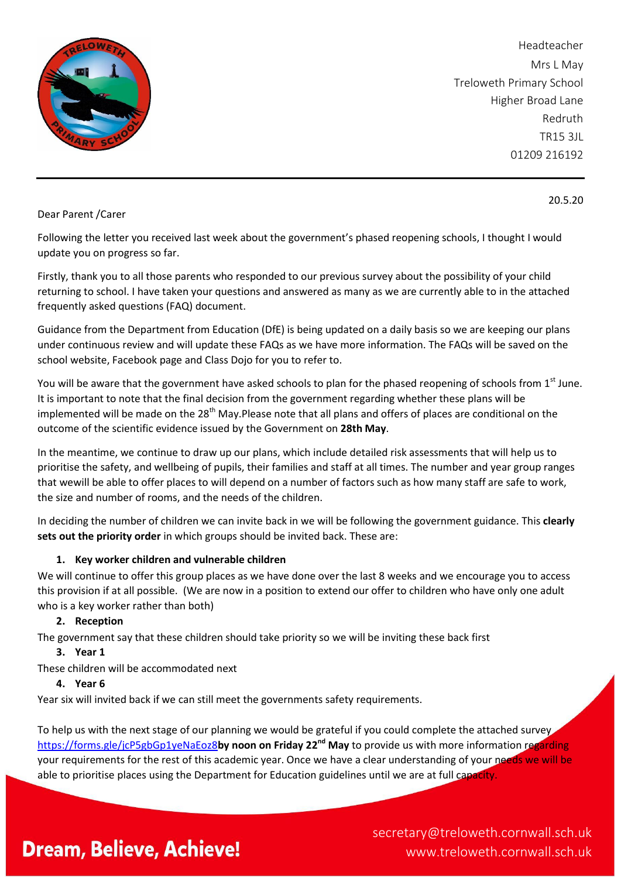Headteacher
Mrs L May
Treloweth Primary School
Higher Broad Lane
Redruth
TR15 3JL
01209 216192

20.5.20

Dear Parent /Carer

Following the letter you received last week about the government's phased reopening schools, I thought I would update you on progress so far.

Firstly, thank you to all those parents who responded to our previous survey about the possibility of your child returning to school. I have taken your questions and answered as many as we are currently able to in the attached frequently asked questions (FAQ) document.

Guidance from the Department from Education (DfE) is being updated on a daily basis so we are keeping our plans under continuous review and will update these FAQs as we have more information. The FAQs will be saved on the school website, Facebook page and Class Dojo for you to refer to.

You will be aware that the government have asked schools to plan for the phased reopening of schools from 1st June. It is important to note that the final decision from the government regarding whether these plans will be implemented will be made on the 28th May.Please note that all plans and offers of places are conditional on the outcome of the scientific evidence issued by the Government on **28th May**.

In the meantime, we continue to draw up our plans, which include detailed risk assessments that will help us to prioritise the safety, and wellbeing of pupils, their families and staff at all times. The number and year group ranges that wewill be able to offer places to will depend on a number of factors such as how many staff are safe to work, the size and number of rooms, and the needs of the children.

In deciding the number of children we can invite back in we will be following the government guidance. This **clearly sets out the priority order** in which groups should be invited back. These are:

1. **Key worker children and vulnerable children**

We will continue to offer this group places as we have done over the last 8 weeks and we encourage you to access this provision if at all possible. (We are now in a position to extend our offer to children who have only one adult who is a key worker rather than both)

2. **Reception**

The government say that these children should take priority so we will be inviting these back first

3. **Year 1**

These children will be accommodated next

4. **Year 6**

Year six will invited back if we can still meet the governments safety requirements.

To help us with the next stage of our planning we would be grateful if you could complete the attached survey https://forms.gle/jcP5gbGp1yeNaEoz8**by noon on Friday 22nd May** to provide us with more information regarding your requirements for the rest of this academic year. Once we have a clear understanding of your needs we will be able to prioritise places using the Department for Education guidelines until we are at full capacity.

**Dream, Believe, Achieve!**

secretary@treloweth.cornwall.sch.uk
www.treloweth.cornwall.sch.uk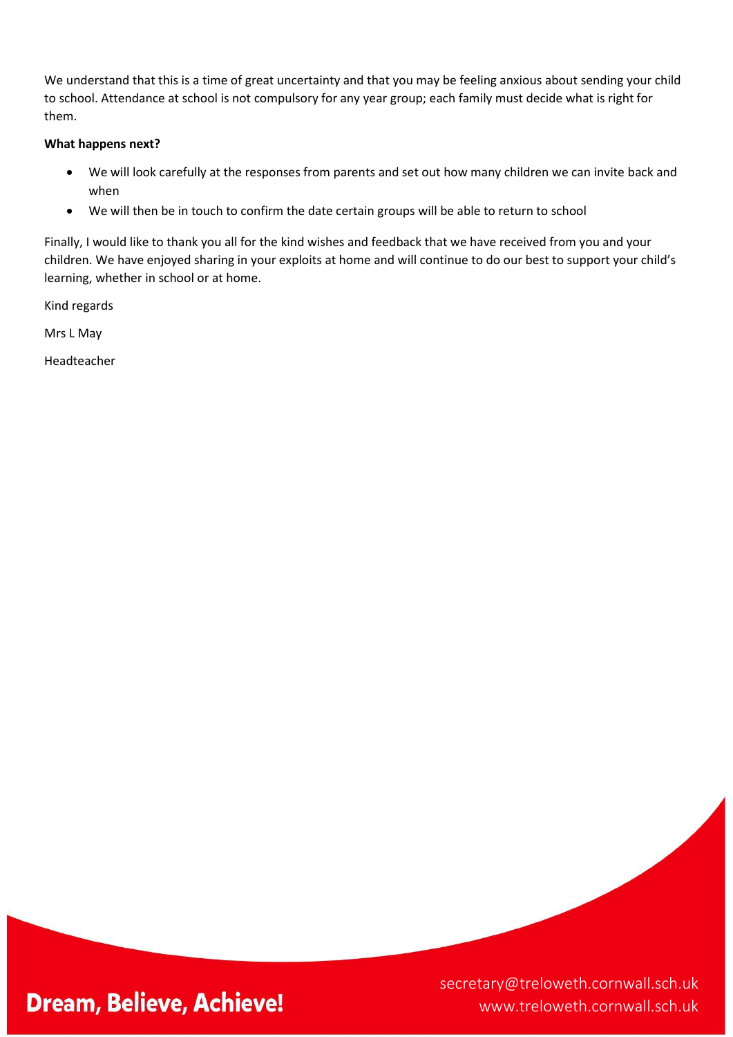We understand that this is a time of great uncertainty and that you may be feeling anxious about sending your child to school. Attendance at school is not compulsory for any year group; each family must decide what is right for them.

**What happens next?**

- We will look carefully at the responses from parents and set out how many children we can invite back and when
- We will then be in touch to confirm the date certain groups will be able to return to school

Finally, I would like to thank you all for the kind wishes and feedback that we have received from you and your children. We have enjoyed sharing in your exploits at home and will continue to do our best to support your child's learning, whether in school or at home.

Kind regards

Mrs L May

Headteacher